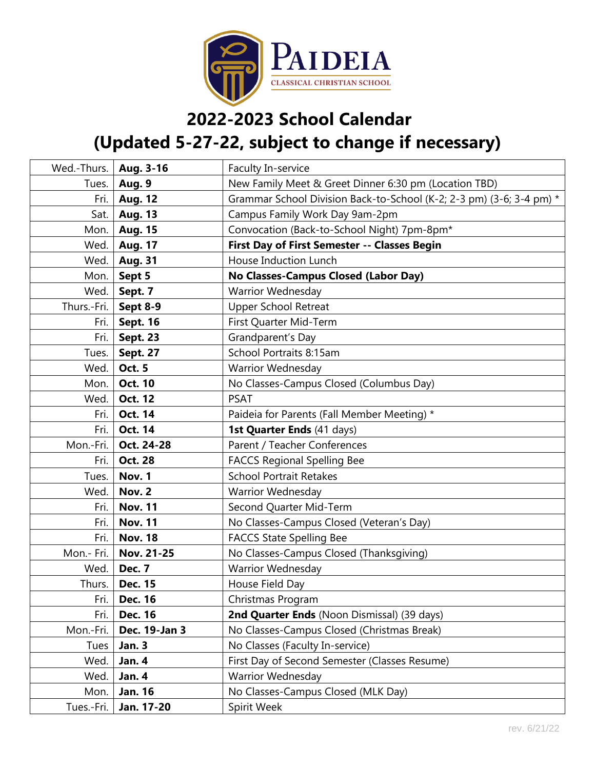# PAIDEIA
CLASSICAL CHRISTIAN SCHOOL

## 2022-2023 School Calendar
## (Updated 5-27-22, subject to change if necessary)

| | | |
|---|---|---|
| Wed.-Thurs. | **Aug. 3-16** | Faculty In-service |
| Tues. | **Aug. 9** | New Family Meet & Greet Dinner 6:30 pm (Location TBD) |
| Fri. | **Aug. 12** | Grammar School Division Back-to-School (K-2; 2-3 pm) (3-6; 3-4 pm) * |
| Sat. | **Aug. 13** | Campus Family Work Day 9am-2pm |
| Mon. | **Aug. 15** | Convocation (Back-to-School Night) 7pm-8pm* |
| Wed. | **Aug. 17** | **First Day of First Semester -- Classes Begin** |
| Wed. | **Aug. 31** | House Induction Lunch |
| Mon. | **Sept 5** | **No Classes-Campus Closed (Labor Day)** |
| Wed. | **Sept. 7** | Warrior Wednesday |
| Thurs.-Fri. | **Sept 8-9** | Upper School Retreat |
| Fri. | **Sept. 16** | First Quarter Mid-Term |
| Fri. | **Sept. 23** | Grandparent's Day |
| Tues. | **Sept. 27** | School Portraits 8:15am |
| Wed. | **Oct. 5** | Warrior Wednesday |
| Mon. | **Oct. 10** | No Classes-Campus Closed (Columbus Day) |
| Wed. | **Oct. 12** | PSAT |
| Fri. | **Oct. 14** | Paideia for Parents (Fall Member Meeting) * |
| Fri. | **Oct. 14** | **1st Quarter Ends** (41 days) |
| Mon.-Fri. | **Oct. 24-28** | Parent / Teacher Conferences |
| Fri. | **Oct. 28** | FACCS Regional Spelling Bee |
| Tues. | **Nov. 1** | School Portrait Retakes |
| Wed. | **Nov. 2** | Warrior Wednesday |
| Fri. | **Nov. 11** | Second Quarter Mid-Term |
| Fri. | **Nov. 11** | No Classes-Campus Closed (Veteran's Day) |
| Fri. | **Nov. 18** | FACCS State Spelling Bee |
| Mon.- Fri. | **Nov. 21-25** | No Classes-Campus Closed (Thanksgiving) |
| Wed. | **Dec. 7** | Warrior Wednesday |
| Thurs. | **Dec. 15** | House Field Day |
| Fri. | **Dec. 16** | Christmas Program |
| Fri. | **Dec. 16** | **2nd Quarter Ends** (Noon Dismissal) (39 days) |
| Mon.-Fri. | **Dec. 19-Jan 3** | No Classes-Campus Closed (Christmas Break) |
| Tues | **Jan. 3** | No Classes (Faculty In-service) |
| Wed. | **Jan. 4** | First Day of Second Semester (Classes Resume) |
| Wed. | **Jan. 4** | Warrior Wednesday |
| Mon. | **Jan. 16** | No Classes-Campus Closed (MLK Day) |
| Tues.-Fri. | **Jan. 17-20** | Spirit Week |

rev. 6/21/22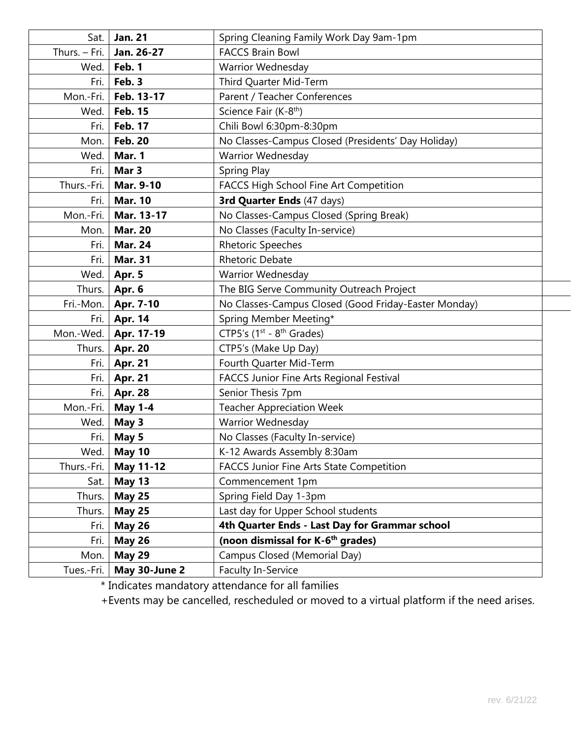| | | |
|---|---|---|
| Sat. | **Jan. 21** | Spring Cleaning Family Work Day 9am-1pm |
| Thurs. – Fri. | **Jan. 26-27** | FACCS Brain Bowl |
| Wed. | **Feb. 1** | Warrior Wednesday |
| Fri. | **Feb. 3** | Third Quarter Mid-Term |
| Mon.-Fri. | **Feb. 13-17** | Parent / Teacher Conferences |
| Wed. | **Feb. 15** | Science Fair (K-8th) |
| Fri. | **Feb. 17** | Chili Bowl 6:30pm-8:30pm |
| Mon. | **Feb. 20** | No Classes-Campus Closed (Presidents' Day Holiday) |
| Wed. | **Mar. 1** | Warrior Wednesday |
| Fri. | **Mar 3** | Spring Play |
| Thurs.-Fri. | **Mar. 9-10** | FACCS High School Fine Art Competition |
| Fri. | **Mar. 10** | **3rd Quarter Ends** (47 days) |
| Mon.-Fri. | **Mar. 13-17** | No Classes-Campus Closed (Spring Break) |
| Mon. | **Mar. 20** | No Classes (Faculty In-service) |
| Fri. | **Mar. 24** | Rhetoric Speeches |
| Fri. | **Mar. 31** | Rhetoric Debate |
| Wed. | **Apr. 5** | Warrior Wednesday |
| Thurs. | **Apr. 6** | The BIG Serve Community Outreach Project |
| Fri.-Mon. | **Apr. 7-10** | No Classes-Campus Closed (Good Friday-Easter Monday) |
| Fri. | **Apr. 14** | Spring Member Meeting* |
| Mon.-Wed. | **Apr. 17-19** | CTP5's (1st - 8th Grades) |
| Thurs. | **Apr. 20** | CTP5's (Make Up Day) |
| Fri. | **Apr. 21** | Fourth Quarter Mid-Term |
| Fri. | **Apr. 21** | FACCS Junior Fine Arts Regional Festival |
| Fri. | **Apr. 28** | Senior Thesis 7pm |
| Mon.-Fri. | **May 1-4** | Teacher Appreciation Week |
| Wed. | **May 3** | Warrior Wednesday |
| Fri. | **May 5** | No Classes (Faculty In-service) |
| Wed. | **May 10** | K-12 Awards Assembly 8:30am |
| Thurs.-Fri. | **May 11-12** | FACCS Junior Fine Arts State Competition |
| Sat. | **May 13** | Commencement 1pm |
| Thurs. | **May 25** | Spring Field Day 1-3pm |
| Thurs. | **May 25** | Last day for Upper School students |
| Fri. | **May 26** | **4th Quarter Ends - Last Day for Grammar school** |
| Fri. | **May 26** | **(noon dismissal for K-6th grades)** |
| Mon. | **May 29** | Campus Closed (Memorial Day) |
| Tues.-Fri. | **May 30-June 2** | Faculty In-Service |

* Indicates mandatory attendance for all families

+Events may be cancelled, rescheduled or moved to a virtual platform if the need arises.

rev. 6/21/22